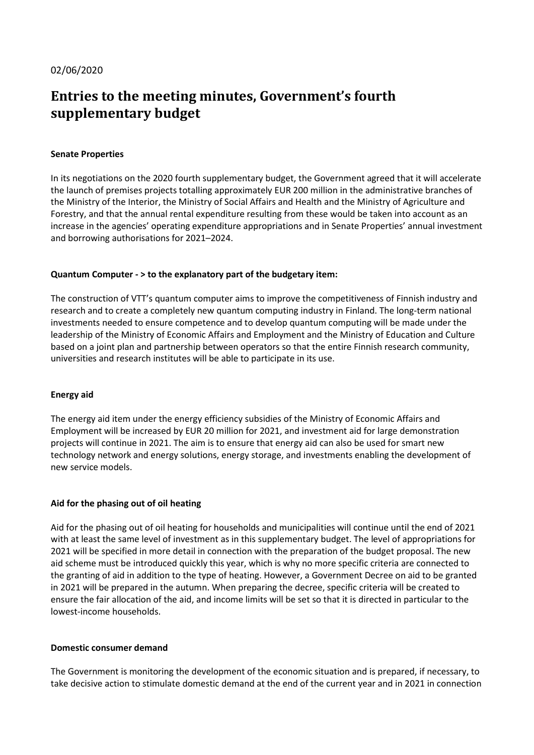02/06/2020

# Entries to the meeting minutes, Government's fourth supplementary budget

**Senate Properties**

In its negotiations on the 2020 fourth supplementary budget, the Government agreed that it will accelerate the launch of premises projects totalling approximately EUR 200 million in the administrative branches of the Ministry of the Interior, the Ministry of Social Affairs and Health and the Ministry of Agriculture and Forestry, and that the annual rental expenditure resulting from these would be taken into account as an increase in the agencies' operating expenditure appropriations and in Senate Properties' annual investment and borrowing authorisations for 2021–2024.

**Quantum Computer - > to the explanatory part of the budgetary item:**

The construction of VTT's quantum computer aims to improve the competitiveness of Finnish industry and research and to create a completely new quantum computing industry in Finland. The long-term national investments needed to ensure competence and to develop quantum computing will be made under the leadership of the Ministry of Economic Affairs and Employment and the Ministry of Education and Culture based on a joint plan and partnership between operators so that the entire Finnish research community, universities and research institutes will be able to participate in its use.

**Energy aid**

The energy aid item under the energy efficiency subsidies of the Ministry of Economic Affairs and Employment will be increased by EUR 20 million for 2021, and investment aid for large demonstration projects will continue in 2021. The aim is to ensure that energy aid can also be used for smart new technology network and energy solutions, energy storage, and investments enabling the development of new service models.

**Aid for the phasing out of oil heating**

Aid for the phasing out of oil heating for households and municipalities will continue until the end of 2021 with at least the same level of investment as in this supplementary budget. The level of appropriations for 2021 will be specified in more detail in connection with the preparation of the budget proposal. The new aid scheme must be introduced quickly this year, which is why no more specific criteria are connected to the granting of aid in addition to the type of heating. However, a Government Decree on aid to be granted in 2021 will be prepared in the autumn. When preparing the decree, specific criteria will be created to ensure the fair allocation of the aid, and income limits will be set so that it is directed in particular to the lowest-income households.

**Domestic consumer demand**

The Government is monitoring the development of the economic situation and is prepared, if necessary, to take decisive action to stimulate domestic demand at the end of the current year and in 2021 in connection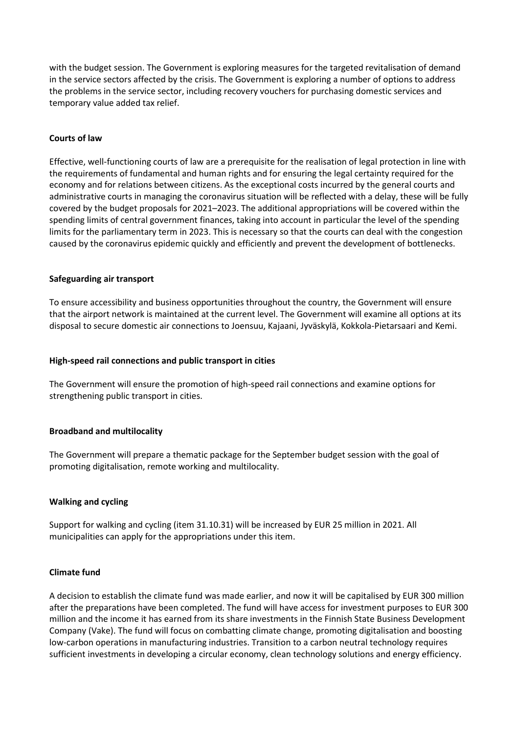with the budget session. The Government is exploring measures for the targeted revitalisation of demand in the service sectors affected by the crisis. The Government is exploring a number of options to address the problems in the service sector, including recovery vouchers for purchasing domestic services and temporary value added tax relief.

**Courts of law**

Effective, well-functioning courts of law are a prerequisite for the realisation of legal protection in line with the requirements of fundamental and human rights and for ensuring the legal certainty required for the economy and for relations between citizens. As the exceptional costs incurred by the general courts and administrative courts in managing the coronavirus situation will be reflected with a delay, these will be fully covered by the budget proposals for 2021–2023. The additional appropriations will be covered within the spending limits of central government finances, taking into account in particular the level of the spending limits for the parliamentary term in 2023. This is necessary so that the courts can deal with the congestion caused by the coronavirus epidemic quickly and efficiently and prevent the development of bottlenecks.

**Safeguarding air transport**

To ensure accessibility and business opportunities throughout the country, the Government will ensure that the airport network is maintained at the current level. The Government will examine all options at its disposal to secure domestic air connections to Joensuu, Kajaani, Jyväskylä, Kokkola-Pietarsaari and Kemi.

**High-speed rail connections and public transport in cities**

The Government will ensure the promotion of high-speed rail connections and examine options for strengthening public transport in cities.

**Broadband and multilocality**

The Government will prepare a thematic package for the September budget session with the goal of promoting digitalisation, remote working and multilocality.

**Walking and cycling**

Support for walking and cycling (item 31.10.31) will be increased by EUR 25 million in 2021. All municipalities can apply for the appropriations under this item.

**Climate fund**

A decision to establish the climate fund was made earlier, and now it will be capitalised by EUR 300 million after the preparations have been completed. The fund will have access for investment purposes to EUR 300 million and the income it has earned from its share investments in the Finnish State Business Development Company (Vake). The fund will focus on combatting climate change, promoting digitalisation and boosting low-carbon operations in manufacturing industries. Transition to a carbon neutral technology requires sufficient investments in developing a circular economy, clean technology solutions and energy efficiency.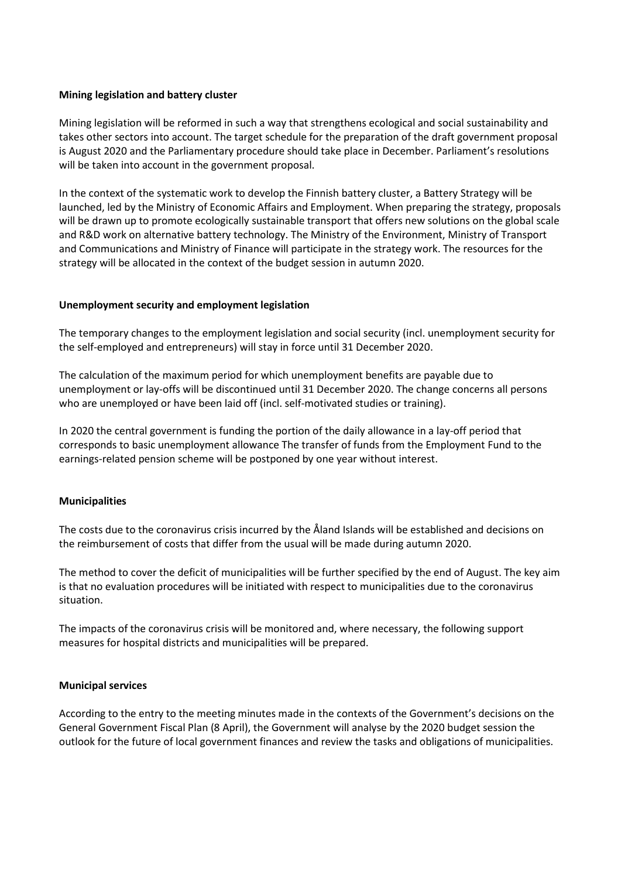**Mining legislation and battery cluster**

Mining legislation will be reformed in such a way that strengthens ecological and social sustainability and takes other sectors into account. The target schedule for the preparation of the draft government proposal is August 2020 and the Parliamentary procedure should take place in December. Parliament's resolutions will be taken into account in the government proposal.

In the context of the systematic work to develop the Finnish battery cluster, a Battery Strategy will be launched, led by the Ministry of Economic Affairs and Employment. When preparing the strategy, proposals will be drawn up to promote ecologically sustainable transport that offers new solutions on the global scale and R&D work on alternative battery technology. The Ministry of the Environment, Ministry of Transport and Communications and Ministry of Finance will participate in the strategy work. The resources for the strategy will be allocated in the context of the budget session in autumn 2020.

**Unemployment security and employment legislation**

The temporary changes to the employment legislation and social security (incl. unemployment security for the self-employed and entrepreneurs) will stay in force until 31 December 2020.

The calculation of the maximum period for which unemployment benefits are payable due to unemployment or lay-offs will be discontinued until 31 December 2020. The change concerns all persons who are unemployed or have been laid off (incl. self-motivated studies or training).

In 2020 the central government is funding the portion of the daily allowance in a lay-off period that corresponds to basic unemployment allowance The transfer of funds from the Employment Fund to the earnings-related pension scheme will be postponed by one year without interest.

**Municipalities**

The costs due to the coronavirus crisis incurred by the Åland Islands will be established and decisions on the reimbursement of costs that differ from the usual will be made during autumn 2020.

The method to cover the deficit of municipalities will be further specified by the end of August. The key aim is that no evaluation procedures will be initiated with respect to municipalities due to the coronavirus situation.

The impacts of the coronavirus crisis will be monitored and, where necessary, the following support measures for hospital districts and municipalities will be prepared.

**Municipal services**

According to the entry to the meeting minutes made in the contexts of the Government's decisions on the General Government Fiscal Plan (8 April), the Government will analyse by the 2020 budget session the outlook for the future of local government finances and review the tasks and obligations of municipalities.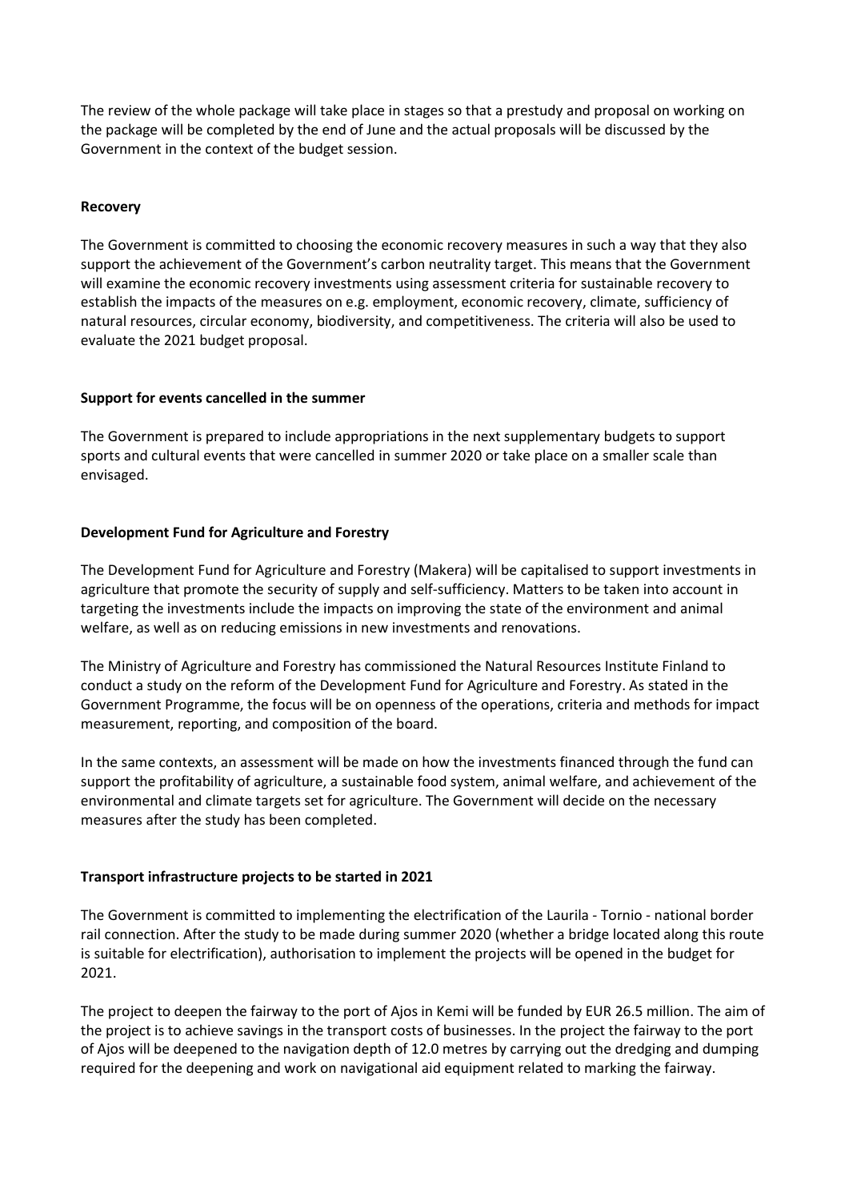The review of the whole package will take place in stages so that a prestudy and proposal on working on the package will be completed by the end of June and the actual proposals will be discussed by the Government in the context of the budget session.

**Recovery**

The Government is committed to choosing the economic recovery measures in such a way that they also support the achievement of the Government's carbon neutrality target. This means that the Government will examine the economic recovery investments using assessment criteria for sustainable recovery to establish the impacts of the measures on e.g. employment, economic recovery, climate, sufficiency of natural resources, circular economy, biodiversity, and competitiveness. The criteria will also be used to evaluate the 2021 budget proposal.

**Support for events cancelled in the summer**

The Government is prepared to include appropriations in the next supplementary budgets to support sports and cultural events that were cancelled in summer 2020 or take place on a smaller scale than envisaged.

**Development Fund for Agriculture and Forestry**

The Development Fund for Agriculture and Forestry (Makera) will be capitalised to support investments in agriculture that promote the security of supply and self-sufficiency. Matters to be taken into account in targeting the investments include the impacts on improving the state of the environment and animal welfare, as well as on reducing emissions in new investments and renovations.

The Ministry of Agriculture and Forestry has commissioned the Natural Resources Institute Finland to conduct a study on the reform of the Development Fund for Agriculture and Forestry. As stated in the Government Programme, the focus will be on openness of the operations, criteria and methods for impact measurement, reporting, and composition of the board.

In the same contexts, an assessment will be made on how the investments financed through the fund can support the profitability of agriculture, a sustainable food system, animal welfare, and achievement of the environmental and climate targets set for agriculture. The Government will decide on the necessary measures after the study has been completed.

**Transport infrastructure projects to be started in 2021**

The Government is committed to implementing the electrification of the Laurila - Tornio - national border rail connection. After the study to be made during summer 2020 (whether a bridge located along this route is suitable for electrification), authorisation to implement the projects will be opened in the budget for 2021.

The project to deepen the fairway to the port of Ajos in Kemi will be funded by EUR 26.5 million. The aim of the project is to achieve savings in the transport costs of businesses. In the project the fairway to the port of Ajos will be deepened to the navigation depth of 12.0 metres by carrying out the dredging and dumping required for the deepening and work on navigational aid equipment related to marking the fairway.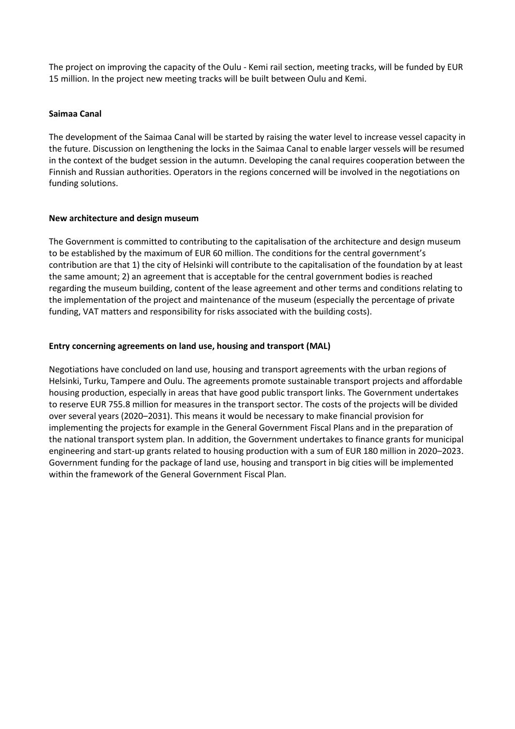The project on improving the capacity of the Oulu - Kemi rail section, meeting tracks, will be funded by EUR 15 million. In the project new meeting tracks will be built between Oulu and Kemi.

**Saimaa Canal**

The development of the Saimaa Canal will be started by raising the water level to increase vessel capacity in the future. Discussion on lengthening the locks in the Saimaa Canal to enable larger vessels will be resumed in the context of the budget session in the autumn. Developing the canal requires cooperation between the Finnish and Russian authorities. Operators in the regions concerned will be involved in the negotiations on funding solutions.

**New architecture and design museum**

The Government is committed to contributing to the capitalisation of the architecture and design museum to be established by the maximum of EUR 60 million. The conditions for the central government's contribution are that 1) the city of Helsinki will contribute to the capitalisation of the foundation by at least the same amount; 2) an agreement that is acceptable for the central government bodies is reached regarding the museum building, content of the lease agreement and other terms and conditions relating to the implementation of the project and maintenance of the museum (especially the percentage of private funding, VAT matters and responsibility for risks associated with the building costs).

**Entry concerning agreements on land use, housing and transport (MAL)**

Negotiations have concluded on land use, housing and transport agreements with the urban regions of Helsinki, Turku, Tampere and Oulu. The agreements promote sustainable transport projects and affordable housing production, especially in areas that have good public transport links. The Government undertakes to reserve EUR 755.8 million for measures in the transport sector. The costs of the projects will be divided over several years (2020–2031). This means it would be necessary to make financial provision for implementing the projects for example in the General Government Fiscal Plans and in the preparation of the national transport system plan. In addition, the Government undertakes to finance grants for municipal engineering and start-up grants related to housing production with a sum of EUR 180 million in 2020–2023. Government funding for the package of land use, housing and transport in big cities will be implemented within the framework of the General Government Fiscal Plan.